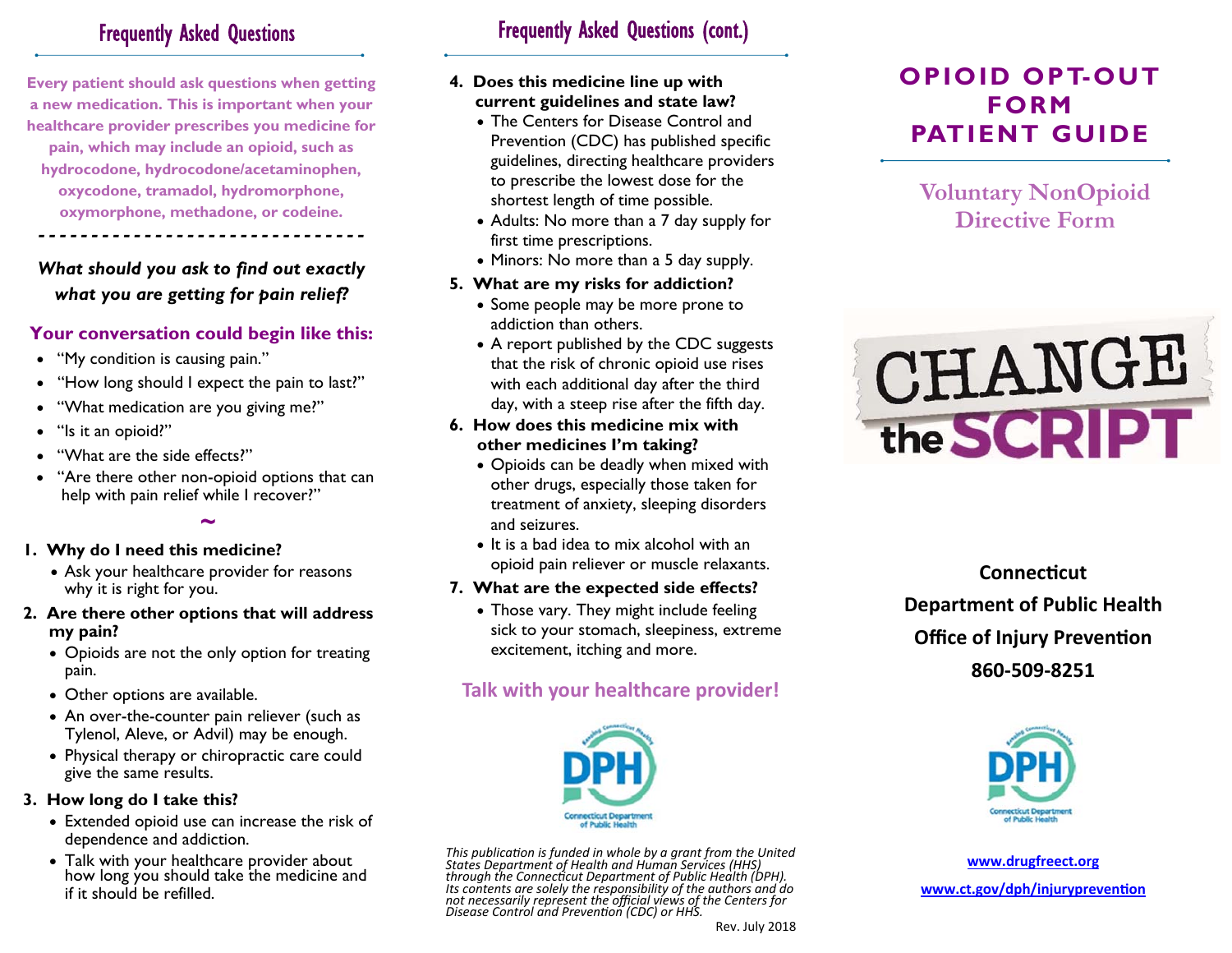## Frequently Asked Questions

**Every patient should ask questions when getting a new medication. This is important when your healthcare provider prescribes you medicine for pain, which may include an opioid, such as hydrocodone, hydrocodone/acetaminophen, oxycodone, tramadol, hydromorphone, oxymorphone, methadone, or codeine.**

---

***What should you ask to find out exactly what you are getting for pain relief?***

### Your conversation could begin like this:

- "My condition is causing pain."
- "How long should I expect the pain to last?"
- "What medication are you giving me?"
- "Is it an opioid?"
- "What are the side effects?"
- "Are there other non-opioid options that can help with pain relief while I recover?"

~

1. **Why do I need this medicine?**
   - Ask your healthcare provider for reasons why it is right for you.
2. **Are there other options that will address my pain?**
   - Opioids are not the only option for treating pain.
   - Other options are available.
   - An over-the-counter pain reliever (such as Tylenol, Aleve, or Advil) may be enough.
   - Physical therapy or chiropractic care could give the same results.
3. **How long do I take this?**
   - Extended opioid use can increase the risk of dependence and addiction.
   - Talk with your healthcare provider about how long you should take the medicine and if it should be refilled.

## Frequently Asked Questions (cont.)

4. **Does this medicine line up with current guidelines and state law?**
   - The Centers for Disease Control and Prevention (CDC) has published specific guidelines, directing healthcare providers to prescribe the lowest dose for the shortest length of time possible.
   - Adults: No more than a 7 day supply for first time prescriptions.
   - Minors: No more than a 5 day supply.
5. **What are my risks for addiction?**
   - Some people may be more prone to addiction than others.
   - A report published by the CDC suggests that the risk of chronic opioid use rises with each additional day after the third day, with a steep rise after the fifth day.
6. **How does this medicine mix with other medicines I'm taking?**
   - Opioids can be deadly when mixed with other drugs, especially those taken for treatment of anxiety, sleeping disorders and seizures.
   - It is a bad idea to mix alcohol with an opioid pain reliever or muscle relaxants.
7. **What are the expected side effects?**
   - Those vary. They might include feeling sick to your stomach, sleepiness, extreme excitement, itching and more.

### Talk with your healthcare provider!

DPH — Connecticut Department of Public Health

*This publication is funded in whole by a grant from the United States Department of Health and Human Services (HHS) through the Connecticut Department of Public Health (DPH). Its contents are solely the responsibility of the authors and do not necessarily represent the official views of the Centers for Disease Control and Prevention (CDC) or HHS.*

Rev. July 2018

# OPIOID OPT-OUT FORM PATIENT GUIDE

## Voluntary NonOpioid Directive Form

CHANGE the SCRIPT

**Connecticut**
**Department of Public Health**
**Office of Injury Prevention**
**860-509-8251**

DPH — Connecticut Department of Public Health

**www.drugfreect.org**

**www.ct.gov/dph/injuryprevention**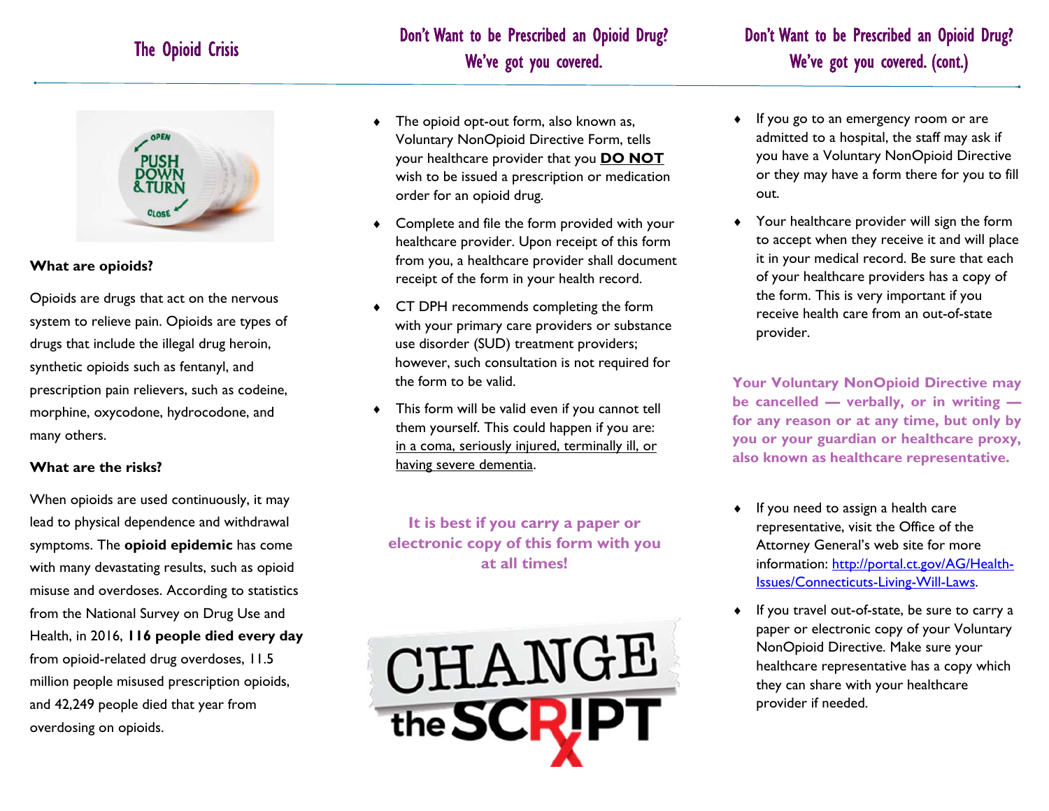## The Opioid Crisis

**What are opioids?**

Opioids are drugs that act on the nervous system to relieve pain. Opioids are types of drugs that include the illegal drug heroin, synthetic opioids such as fentanyl, and prescription pain relievers, such as codeine, morphine, oxycodone, hydrocodone, and many others.

**What are the risks?**

When opioids are used continuously, it may lead to physical dependence and withdrawal symptoms. The **opioid epidemic** has come with many devastating results, such as opioid misuse and overdoses. According to statistics from the National Survey on Drug Use and Health, in 2016, **116 people died every day** from opioid-related drug overdoses, 11.5 million people misused prescription opioids, and 42,249 people died that year from overdosing on opioids.

## Don't Want to be Prescribed an Opioid Drug? We've got you covered.

- The opioid opt-out form, also known as, Voluntary NonOpioid Directive Form, tells your healthcare provider that you **DO NOT** wish to be issued a prescription or medication order for an opioid drug.
- Complete and file the form provided with your healthcare provider. Upon receipt of this form from you, a healthcare provider shall document receipt of the form in your health record.
- CT DPH recommends completing the form with your primary care providers or substance use disorder (SUD) treatment providers; however, such consultation is not required for the form to be valid.
- This form will be valid even if you cannot tell them yourself. This could happen if you are: in a coma, seriously injured, terminally ill, or having severe dementia.

**It is best if you carry a paper or electronic copy of this form with you at all times!**

CHANGE the SCRIPT

## Don't Want to be Prescribed an Opioid Drug? We've got you covered. (cont.)

- If you go to an emergency room or are admitted to a hospital, the staff may ask if you have a Voluntary NonOpioid Directive or they may have a form there for you to fill out.
- Your healthcare provider will sign the form to accept when they receive it and will place it in your medical record. Be sure that each of your healthcare providers has a copy of the form. This is very important if you receive health care from an out-of-state provider.

**Your Voluntary NonOpioid Directive may be cancelled — verbally, or in writing — for any reason or at any time, but only by you or your guardian or healthcare proxy, also known as healthcare representative.**

- If you need to assign a health care representative, visit the Office of the Attorney General's web site for more information: http://portal.ct.gov/AG/Health-Issues/Connecticuts-Living-Will-Laws.
- If you travel out-of-state, be sure to carry a paper or electronic copy of your Voluntary NonOpioid Directive. Make sure your healthcare representative has a copy which they can share with your healthcare provider if needed.